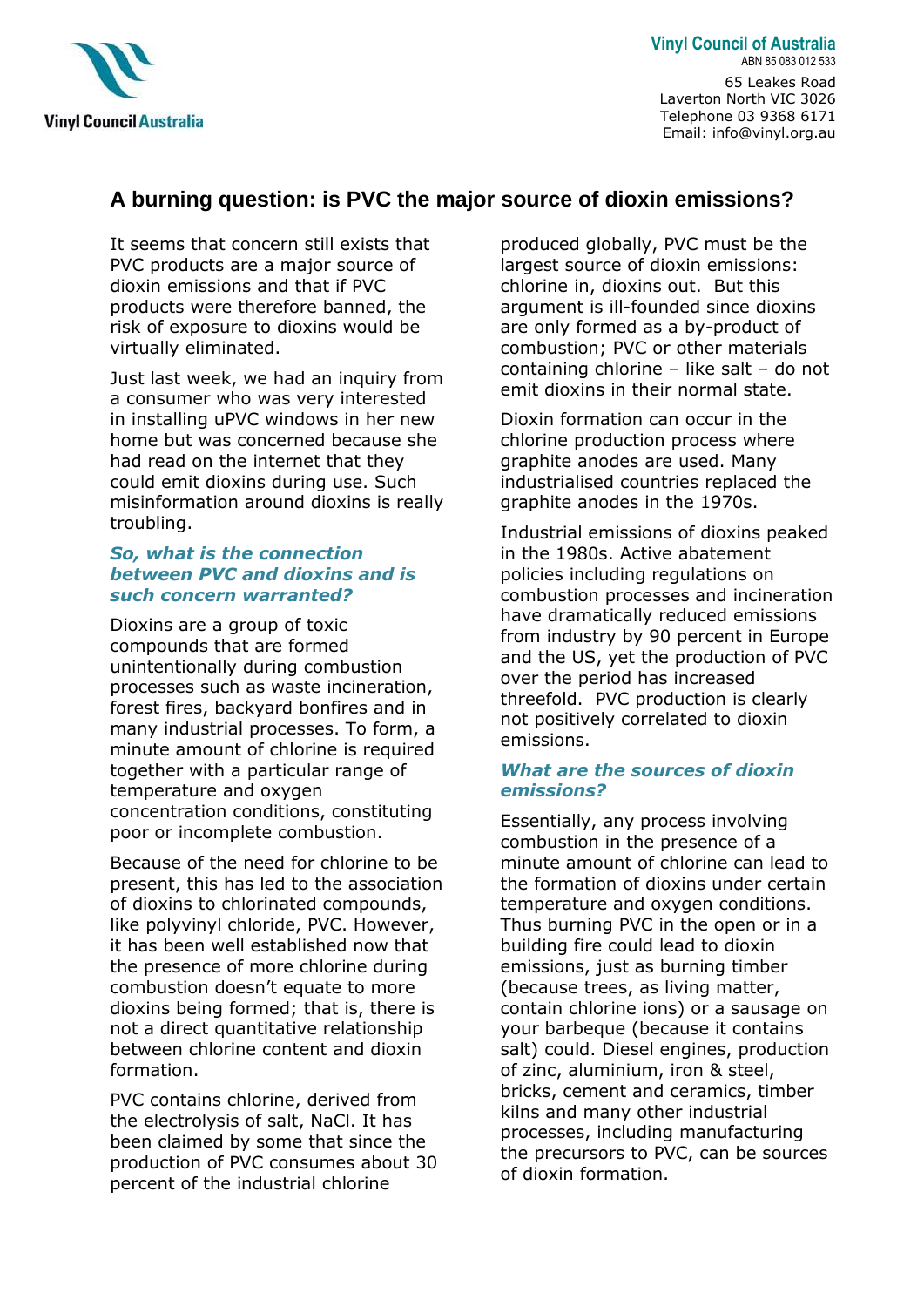Vinyl Council Australia

**Vinyl Council of Australia**
ABN 85 083 012 533

65 Leakes Road
Laverton North VIC 3026
Telephone 03 9368 6171
Email: info@vinyl.org.au

# A burning question: is PVC the major source of dioxin emissions?

It seems that concern still exists that PVC products are a major source of dioxin emissions and that if PVC products were therefore banned, the risk of exposure to dioxins would be virtually eliminated.

Just last week, we had an inquiry from a consumer who was very interested in installing uPVC windows in her new home but was concerned because she had read on the internet that they could emit dioxins during use. Such misinformation around dioxins is really troubling.

### *So, what is the connection between PVC and dioxins and is such concern warranted?*

Dioxins are a group of toxic compounds that are formed unintentionally during combustion processes such as waste incineration, forest fires, backyard bonfires and in many industrial processes. To form, a minute amount of chlorine is required together with a particular range of temperature and oxygen concentration conditions, constituting poor or incomplete combustion.

Because of the need for chlorine to be present, this has led to the association of dioxins to chlorinated compounds, like polyvinyl chloride, PVC. However, it has been well established now that the presence of more chlorine during combustion doesn't equate to more dioxins being formed; that is, there is not a direct quantitative relationship between chlorine content and dioxin formation.

PVC contains chlorine, derived from the electrolysis of salt, NaCl. It has been claimed by some that since the production of PVC consumes about 30 percent of the industrial chlorine produced globally, PVC must be the largest source of dioxin emissions: chlorine in, dioxins out. But this argument is ill-founded since dioxins are only formed as a by-product of combustion; PVC or other materials containing chlorine – like salt – do not emit dioxins in their normal state.

Dioxin formation can occur in the chlorine production process where graphite anodes are used. Many industrialised countries replaced the graphite anodes in the 1970s.

Industrial emissions of dioxins peaked in the 1980s. Active abatement policies including regulations on combustion processes and incineration have dramatically reduced emissions from industry by 90 percent in Europe and the US, yet the production of PVC over the period has increased threefold. PVC production is clearly not positively correlated to dioxin emissions.

### *What are the sources of dioxin emissions?*

Essentially, any process involving combustion in the presence of a minute amount of chlorine can lead to the formation of dioxins under certain temperature and oxygen conditions. Thus burning PVC in the open or in a building fire could lead to dioxin emissions, just as burning timber (because trees, as living matter, contain chlorine ions) or a sausage on your barbeque (because it contains salt) could. Diesel engines, production of zinc, aluminium, iron & steel, bricks, cement and ceramics, timber kilns and many other industrial processes, including manufacturing the precursors to PVC, can be sources of dioxin formation.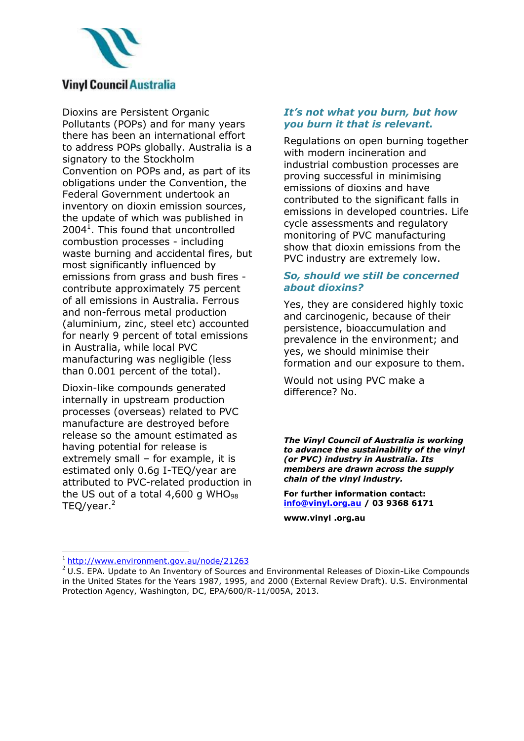Vinyl Council Australia

Dioxins are Persistent Organic Pollutants (POPs) and for many years there has been an international effort to address POPs globally. Australia is a signatory to the Stockholm Convention on POPs and, as part of its obligations under the Convention, the Federal Government undertook an inventory on dioxin emission sources, the update of which was published in 2004[1]. This found that uncontrolled combustion processes - including waste burning and accidental fires, but most significantly influenced by emissions from grass and bush fires - contribute approximately 75 percent of all emissions in Australia. Ferrous and non-ferrous metal production (aluminium, zinc, steel etc) accounted for nearly 9 percent of total emissions in Australia, while local PVC manufacturing was negligible (less than 0.001 percent of the total).

Dioxin-like compounds generated internally in upstream production processes (overseas) related to PVC manufacture are destroyed before release so the amount estimated as having potential for release is extremely small – for example, it is estimated only 0.6g I-TEQ/year are attributed to PVC-related production in the US out of a total 4,600 g $WHO_{98}$ TEQ/year.[2]

### *It's not what you burn, but how you burn it that is relevant.*

Regulations on open burning together with modern incineration and industrial combustion processes are proving successful in minimising emissions of dioxins and have contributed to the significant falls in emissions in developed countries. Life cycle assessments and regulatory monitoring of PVC manufacturing show that dioxin emissions from the PVC industry are extremely low.

### *So, should we still be concerned about dioxins?*

Yes, they are considered highly toxic and carcinogenic, because of their persistence, bioaccumulation and prevalence in the environment; and yes, we should minimise their formation and our exposure to them.

Would not using PVC make a difference? No.

***The Vinyl Council of Australia is working to advance the sustainability of the vinyl (or PVC) industry in Australia. Its members are drawn across the supply chain of the vinyl industry.***

**For further information contact:**
**info@vinyl.org.au / 03 9368 6171**

**www.vinyl .org.au**

---

[1] http://www.environment.gov.au/node/21263

[2] U.S. EPA. Update to An Inventory of Sources and Environmental Releases of Dioxin-Like Compounds in the United States for the Years 1987, 1995, and 2000 (External Review Draft). U.S. Environmental Protection Agency, Washington, DC, EPA/600/R-11/005A, 2013.